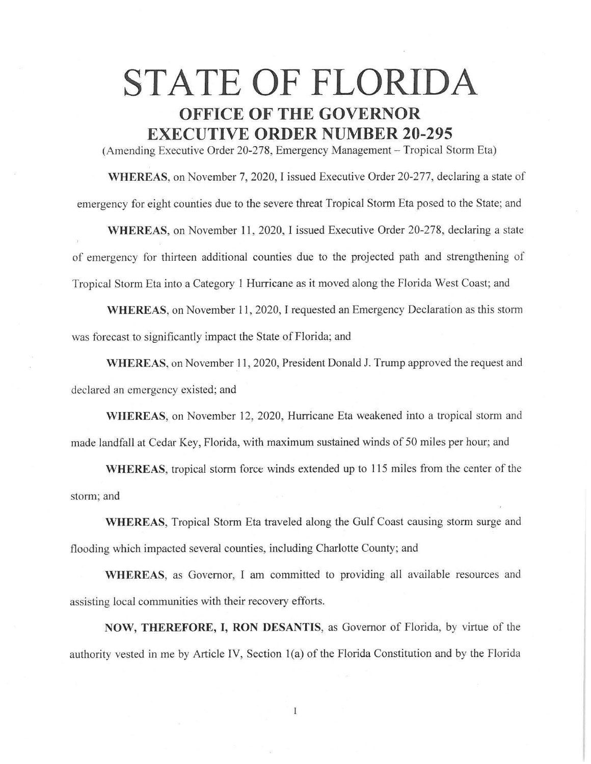# STATE OF FLORIDA

## OFFICE OF THE GOVERNOR

## EXECUTIVE ORDER NUMBER 20-295

(Amending Executive Order 20-278, Emergency Management – Tropical Storm Eta)

**WHEREAS**, on November 7, 2020, I issued Executive Order 20-277, declaring a state of emergency for eight counties due to the severe threat Tropical Storm Eta posed to the State; and

**WHEREAS**, on November 11, 2020, I issued Executive Order 20-278, declaring a state of emergency for thirteen additional counties due to the projected path and strengthening of Tropical Storm Eta into a Category 1 Hurricane as it moved along the Florida West Coast; and

**WHEREAS**, on November 11, 2020, I requested an Emergency Declaration as this storm was forecast to significantly impact the State of Florida; and

**WHEREAS**, on November 11, 2020, President Donald J. Trump approved the request and declared an emergency existed; and

**WHEREAS**, on November 12, 2020, Hurricane Eta weakened into a tropical storm and made landfall at Cedar Key, Florida, with maximum sustained winds of 50 miles per hour; and

**WHEREAS**, tropical storm force winds extended up to 115 miles from the center of the storm; and

**WHEREAS**, Tropical Storm Eta traveled along the Gulf Coast causing storm surge and flooding which impacted several counties, including Charlotte County; and

**WHEREAS**, as Governor, I am committed to providing all available resources and assisting local communities with their recovery efforts.

**NOW, THEREFORE, I, RON DESANTIS**, as Governor of Florida, by virtue of the authority vested in me by Article IV, Section 1(a) of the Florida Constitution and by the Florida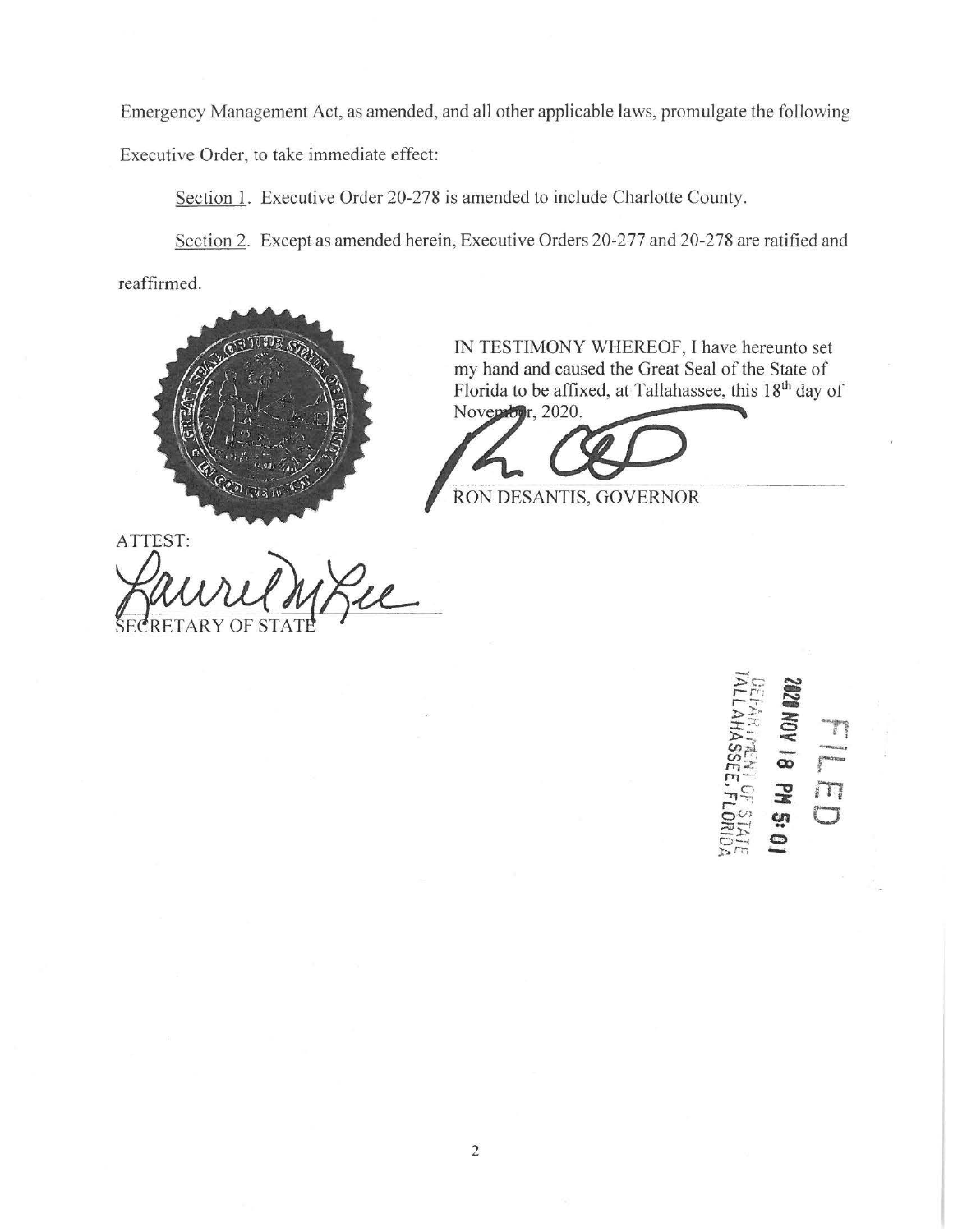Emergency Management Act, as amended, and all other applicable laws, promulgate the following Executive Order, to take immediate effect:

Section 1. Executive Order 20-278 is amended to include Charlotte County.

Section 2. Except as amended herein, Executive Orders 20-277 and 20-278 are ratified and reaffirmed.

IN TESTIMONY WHEREOF, I have hereunto set my hand and caused the Great Seal of the State of Florida to be affixed, at Tallahassee, this 18th day of November, 2020.

RON DESANTIS, GOVERNOR

ATTEST:

SECRETARY OF STATE

FILED

2020 NOV 18 PM 5:01

DEPARTMENT OF STATE
TALLAHASSEE, FLORIDA